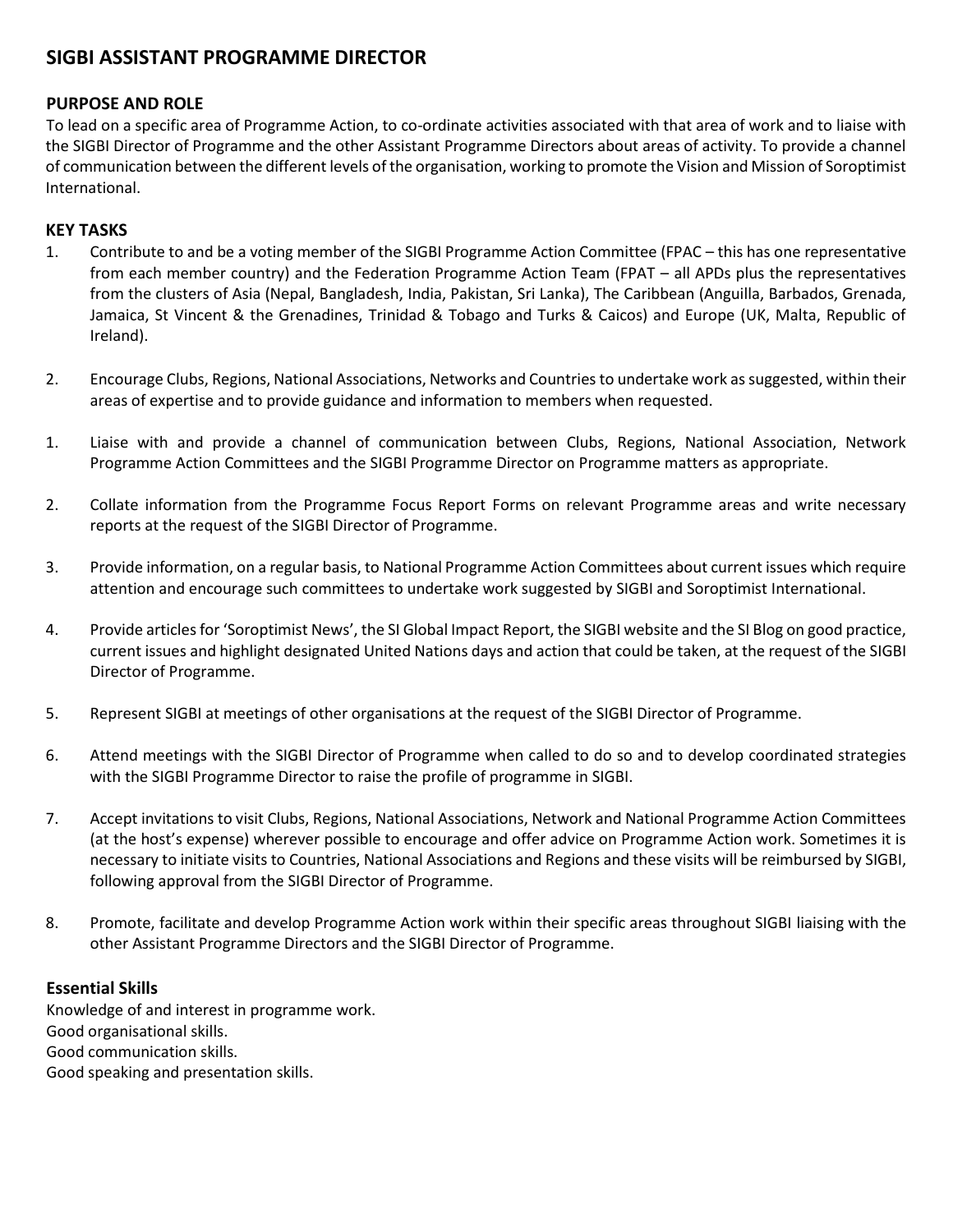## SIGBI ASSISTANT PROGRAMME DIRECTOR

### PURPOSE AND ROLE

To lead on a specific area of Programme Action, to co-ordinate activities associated with that area of work and to liaise with the SIGBI Director of Programme and the other Assistant Programme Directors about areas of activity. To provide a channel of communication between the different levels of the organisation, working to promote the Vision and Mission of Soroptimist International.

### KEY TASKS

1. Contribute to and be a voting member of the SIGBI Programme Action Committee (FPAC – this has one representative from each member country) and the Federation Programme Action Team (FPAT – all APDs plus the representatives from the clusters of Asia (Nepal, Bangladesh, India, Pakistan, Sri Lanka), The Caribbean (Anguilla, Barbados, Grenada, Jamaica, St Vincent & the Grenadines, Trinidad & Tobago and Turks & Caicos) and Europe (UK, Malta, Republic of Ireland).

2. Encourage Clubs, Regions, National Associations, Networks and Countries to undertake work as suggested, within their areas of expertise and to provide guidance and information to members when requested.

1. Liaise with and provide a channel of communication between Clubs, Regions, National Association, Network Programme Action Committees and the SIGBI Programme Director on Programme matters as appropriate.

2. Collate information from the Programme Focus Report Forms on relevant Programme areas and write necessary reports at the request of the SIGBI Director of Programme.

3. Provide information, on a regular basis, to National Programme Action Committees about current issues which require attention and encourage such committees to undertake work suggested by SIGBI and Soroptimist International.

4. Provide articles for 'Soroptimist News', the SI Global Impact Report, the SIGBI website and the SI Blog on good practice, current issues and highlight designated United Nations days and action that could be taken, at the request of the SIGBI Director of Programme.

5. Represent SIGBI at meetings of other organisations at the request of the SIGBI Director of Programme.

6. Attend meetings with the SIGBI Director of Programme when called to do so and to develop coordinated strategies with the SIGBI Programme Director to raise the profile of programme in SIGBI.

7. Accept invitations to visit Clubs, Regions, National Associations, Network and National Programme Action Committees (at the host's expense) wherever possible to encourage and offer advice on Programme Action work. Sometimes it is necessary to initiate visits to Countries, National Associations and Regions and these visits will be reimbursed by SIGBI, following approval from the SIGBI Director of Programme.

8. Promote, facilitate and develop Programme Action work within their specific areas throughout SIGBI liaising with the other Assistant Programme Directors and the SIGBI Director of Programme.

### Essential Skills

Knowledge of and interest in programme work.
Good organisational skills.
Good communication skills.
Good speaking and presentation skills.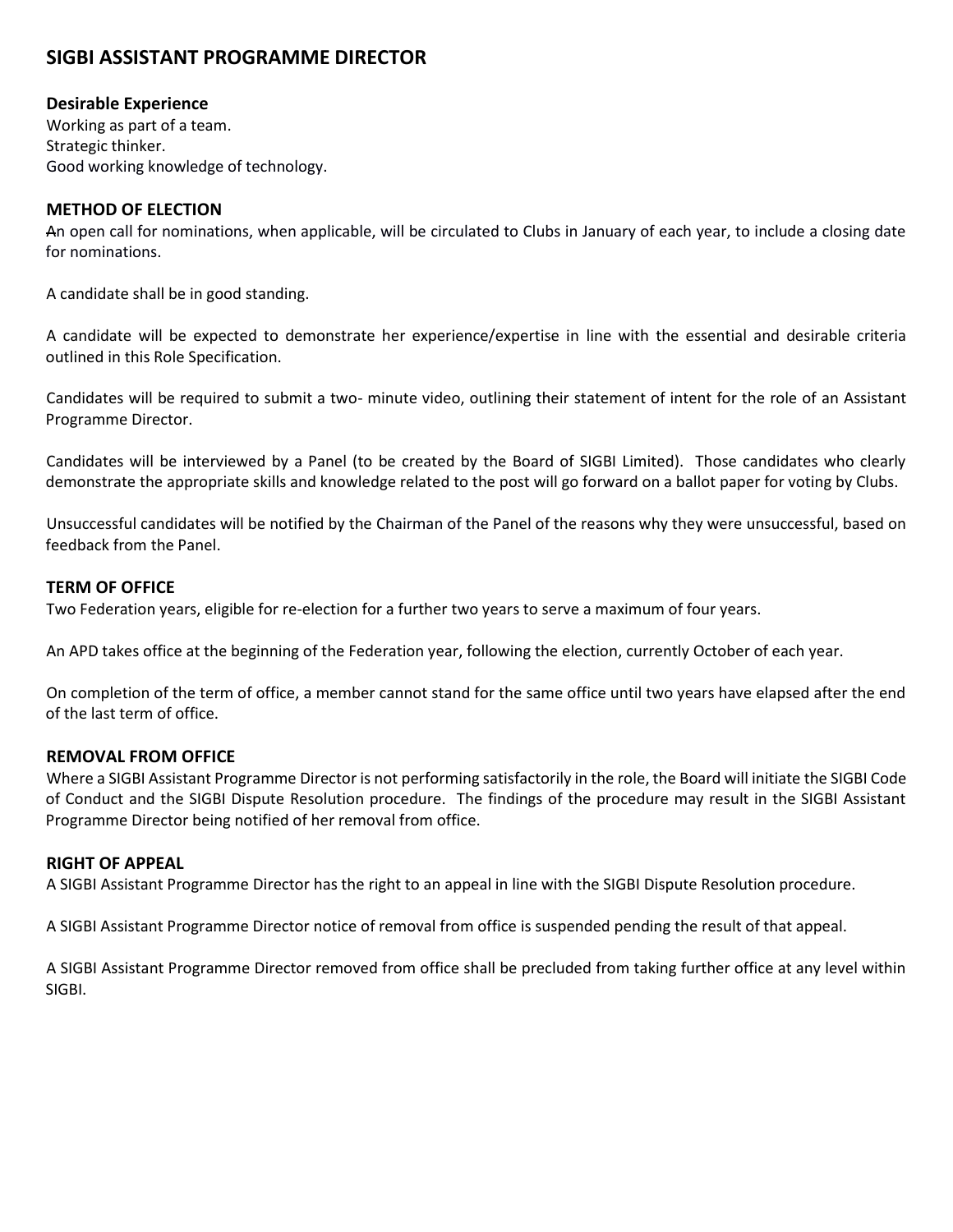## SIGBI ASSISTANT PROGRAMME DIRECTOR

### Desirable Experience

Working as part of a team.
Strategic thinker.
Good working knowledge of technology.

### METHOD OF ELECTION

An open call for nominations, when applicable, will be circulated to Clubs in January of each year, to include a closing date for nominations.

A candidate shall be in good standing.

A candidate will be expected to demonstrate her experience/expertise in line with the essential and desirable criteria outlined in this Role Specification.

Candidates will be required to submit a two- minute video, outlining their statement of intent for the role of an Assistant Programme Director.

Candidates will be interviewed by a Panel (to be created by the Board of SIGBI Limited). Those candidates who clearly demonstrate the appropriate skills and knowledge related to the post will go forward on a ballot paper for voting by Clubs.

Unsuccessful candidates will be notified by the Chairman of the Panel of the reasons why they were unsuccessful, based on feedback from the Panel.

### TERM OF OFFICE

Two Federation years, eligible for re-election for a further two years to serve a maximum of four years.

An APD takes office at the beginning of the Federation year, following the election, currently October of each year.

On completion of the term of office, a member cannot stand for the same office until two years have elapsed after the end of the last term of office.

### REMOVAL FROM OFFICE

Where a SIGBI Assistant Programme Director is not performing satisfactorily in the role, the Board will initiate the SIGBI Code of Conduct and the SIGBI Dispute Resolution procedure. The findings of the procedure may result in the SIGBI Assistant Programme Director being notified of her removal from office.

### RIGHT OF APPEAL

A SIGBI Assistant Programme Director has the right to an appeal in line with the SIGBI Dispute Resolution procedure.

A SIGBI Assistant Programme Director notice of removal from office is suspended pending the result of that appeal.

A SIGBI Assistant Programme Director removed from office shall be precluded from taking further office at any level within SIGBI.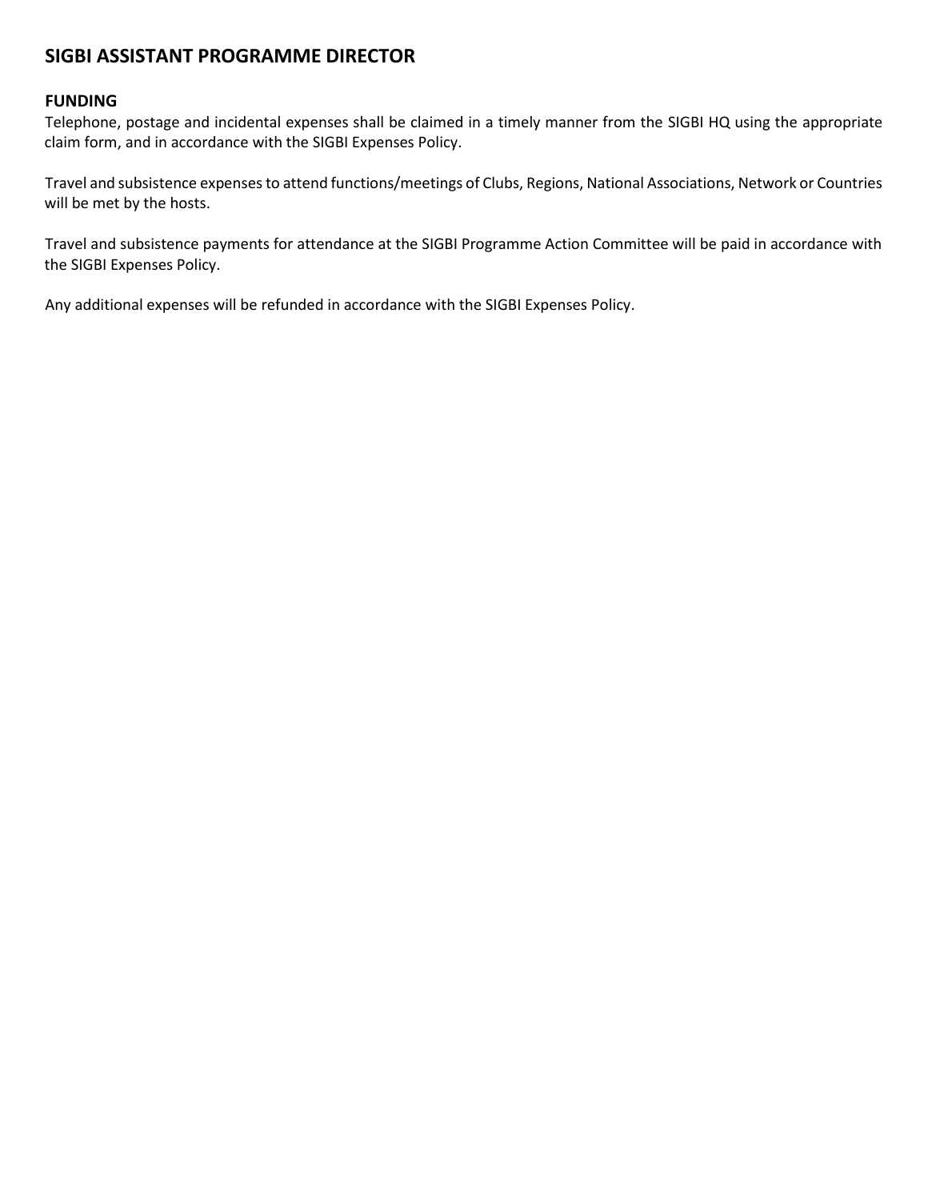## SIGBI ASSISTANT PROGRAMME DIRECTOR

### FUNDING

Telephone, postage and incidental expenses shall be claimed in a timely manner from the SIGBI HQ using the appropriate claim form, and in accordance with the SIGBI Expenses Policy.

Travel and subsistence expenses to attend functions/meetings of Clubs, Regions, National Associations, Network or Countries will be met by the hosts.

Travel and subsistence payments for attendance at the SIGBI Programme Action Committee will be paid in accordance with the SIGBI Expenses Policy.

Any additional expenses will be refunded in accordance with the SIGBI Expenses Policy.